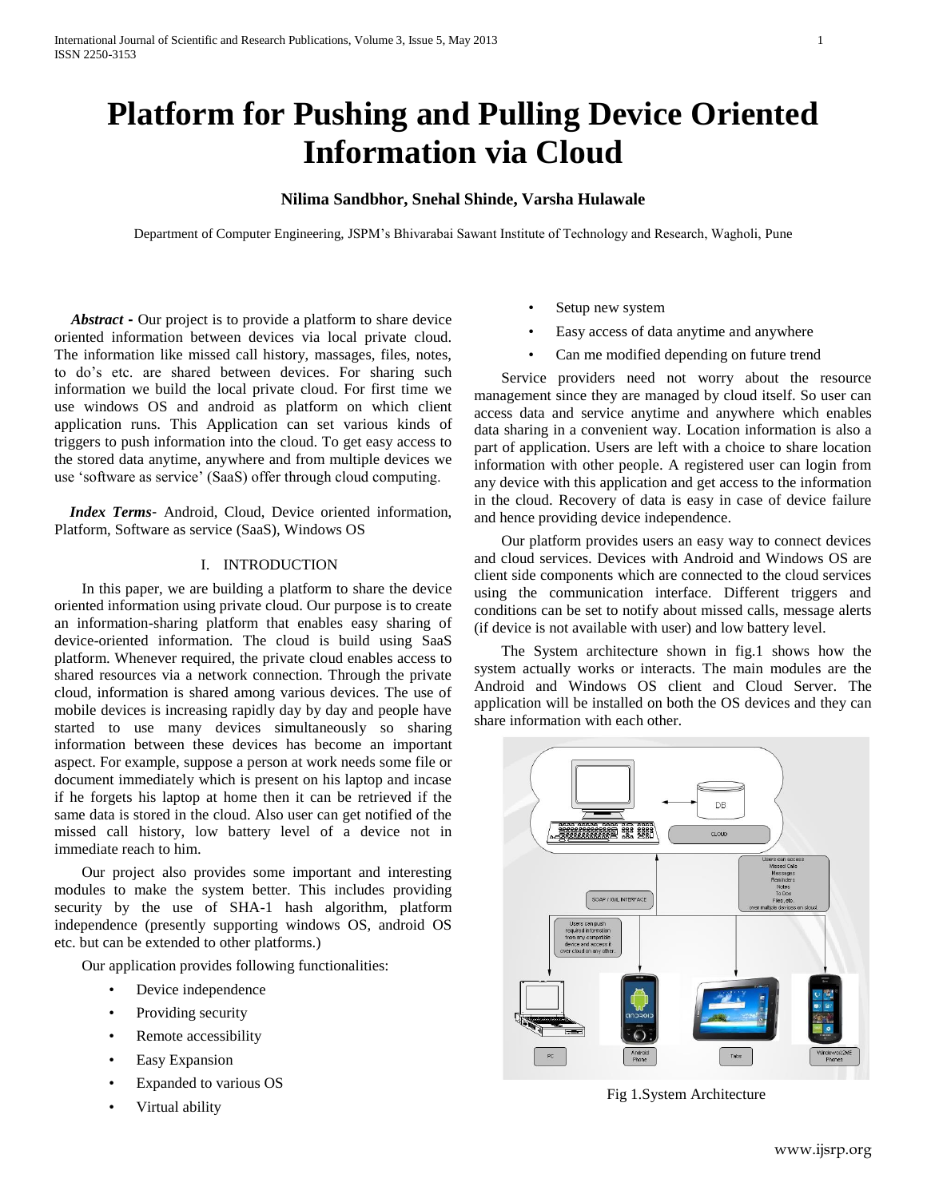# Platform for Pushing and Pulling Device Oriented Information via Cloud

**Nilima Sandbhor, Snehal Shinde, Varsha Hulawale**

Department of Computer Engineering, JSPM's Bhivarabai Sawant Institute of Technology and Research, Wagholi, Pune

***Abstract -*** Our project is to provide a platform to share device oriented information between devices via local private cloud. The information like missed call history, massages, files, notes, to do's etc. are shared between devices. For sharing such information we build the local private cloud. For first time we use windows OS and android as platform on which client application runs. This Application can set various kinds of triggers to push information into the cloud. To get easy access to the stored data anytime, anywhere and from multiple devices we use 'software as service' (SaaS) offer through cloud computing.

***Index Terms-*** Android, Cloud, Device oriented information, Platform, Software as service (SaaS), Windows OS

## I. INTRODUCTION

In this paper, we are building a platform to share the device oriented information using private cloud. Our purpose is to create an information-sharing platform that enables easy sharing of device-oriented information. The cloud is build using SaaS platform. Whenever required, the private cloud enables access to shared resources via a network connection. Through the private cloud, information is shared among various devices. The use of mobile devices is increasing rapidly day by day and people have started to use many devices simultaneously so sharing information between these devices has become an important aspect. For example, suppose a person at work needs some file or document immediately which is present on his laptop and incase if he forgets his laptop at home then it can be retrieved if the same data is stored in the cloud. Also user can get notified of the missed call history, low battery level of a device not in immediate reach to him.

Our project also provides some important and interesting modules to make the system better. This includes providing security by the use of SHA-1 hash algorithm, platform independence (presently supporting windows OS, android OS etc. but can be extended to other platforms.)

Our application provides following functionalities:

- Device independence
- Providing security
- Remote accessibility
- Easy Expansion
- Expanded to various OS
- Virtual ability
- Setup new system
- Easy access of data anytime and anywhere
- Can me modified depending on future trend

Service providers need not worry about the resource management since they are managed by cloud itself. So user can access data and service anytime and anywhere which enables data sharing in a convenient way. Location information is also a part of application. Users are left with a choice to share location information with other people. A registered user can login from any device with this application and get access to the information in the cloud. Recovery of data is easy in case of device failure and hence providing device independence.

Our platform provides users an easy way to connect devices and cloud services. Devices with Android and Windows OS are client side components which are connected to the cloud services using the communication interface. Different triggers and conditions can be set to notify about missed calls, message alerts (if device is not available with user) and low battery level.

The System architecture shown in fig.1 shows how the system actually works or interacts. The main modules are the Android and Windows OS client and Cloud Server. The application will be installed on both the OS devices and they can share information with each other.

Fig 1.System Architecture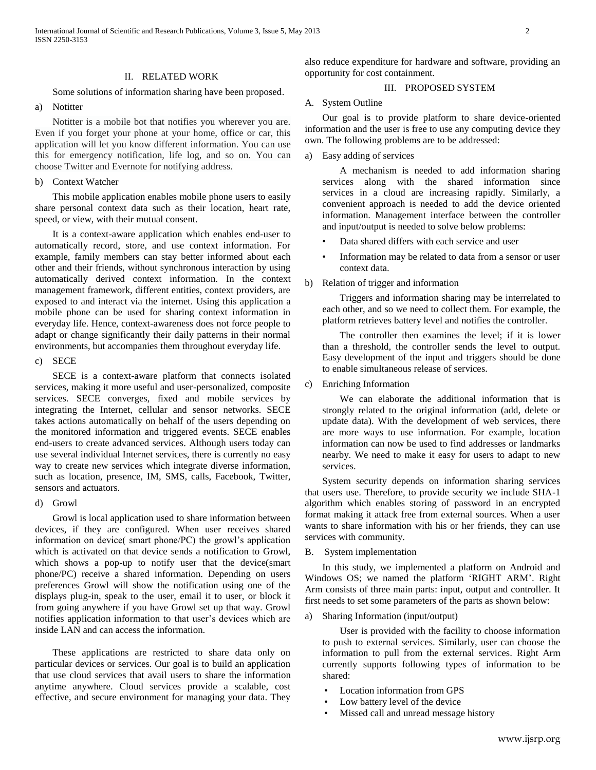## II. RELATED WORK

Some solutions of information sharing have been proposed.

a) Notitter

Notitter is a mobile bot that notifies you wherever you are. Even if you forget your phone at your home, office or car, this application will let you know different information. You can use this for emergency notification, life log, and so on. You can choose Twitter and Evernote for notifying address.

b) Context Watcher

This mobile application enables mobile phone users to easily share personal context data such as their location, heart rate, speed, or view, with their mutual consent.

It is a context-aware application which enables end-user to automatically record, store, and use context information. For example, family members can stay better informed about each other and their friends, without synchronous interaction by using automatically derived context information. In the context management framework, different entities, context providers, are exposed to and interact via the internet. Using this application a mobile phone can be used for sharing context information in everyday life. Hence, context-awareness does not force people to adapt or change significantly their daily patterns in their normal environments, but accompanies them throughout everyday life.

c) SECE

SECE is a context-aware platform that connects isolated services, making it more useful and user-personalized, composite services. SECE converges, fixed and mobile services by integrating the Internet, cellular and sensor networks. SECE takes actions automatically on behalf of the users depending on the monitored information and triggered events. SECE enables end-users to create advanced services. Although users today can use several individual Internet services, there is currently no easy way to create new services which integrate diverse information, such as location, presence, IM, SMS, calls, Facebook, Twitter, sensors and actuators.

d) Growl

Growl is local application used to share information between devices, if they are configured. When user receives shared information on device( smart phone/PC) the growl's application which is activated on that device sends a notification to Growl, which shows a pop-up to notify user that the device(smart phone/PC) receive a shared information. Depending on users preferences Growl will show the notification using one of the displays plug-in, speak to the user, email it to user, or block it from going anywhere if you have Growl set up that way. Growl notifies application information to that user's devices which are inside LAN and can access the information.

These applications are restricted to share data only on particular devices or services. Our goal is to build an application that use cloud services that avail users to share the information anytime anywhere. Cloud services provide a scalable, cost effective, and secure environment for managing your data. They also reduce expenditure for hardware and software, providing an opportunity for cost containment.

## III. PROPOSED SYSTEM

### A. System Outline

Our goal is to provide platform to share device-oriented information and the user is free to use any computing device they own. The following problems are to be addressed:

a) Easy adding of services

A mechanism is needed to add information sharing services along with the shared information since services in a cloud are increasing rapidly. Similarly, a convenient approach is needed to add the device oriented information. Management interface between the controller and input/output is needed to solve below problems:

- Data shared differs with each service and user
- Information may be related to data from a sensor or user context data.

b) Relation of trigger and information

Triggers and information sharing may be interrelated to each other, and so we need to collect them. For example, the platform retrieves battery level and notifies the controller.

The controller then examines the level; if it is lower than a threshold, the controller sends the level to output. Easy development of the input and triggers should be done to enable simultaneous release of services.

c) Enriching Information

We can elaborate the additional information that is strongly related to the original information (add, delete or update data). With the development of web services, there are more ways to use information. For example, location information can now be used to find addresses or landmarks nearby. We need to make it easy for users to adapt to new services.

System security depends on information sharing services that users use. Therefore, to provide security we include SHA-1 algorithm which enables storing of password in an encrypted format making it attack free from external sources. When a user wants to share information with his or her friends, they can use services with community.

### B. System implementation

In this study, we implemented a platform on Android and Windows OS; we named the platform 'RIGHT ARM'. Right Arm consists of three main parts: input, output and controller. It first needs to set some parameters of the parts as shown below:

a) Sharing Information (input/output)

User is provided with the facility to choose information to push to external services. Similarly, user can choose the information to pull from the external services. Right Arm currently supports following types of information to be shared:

- Location information from GPS
- Low battery level of the device
- Missed call and unread message history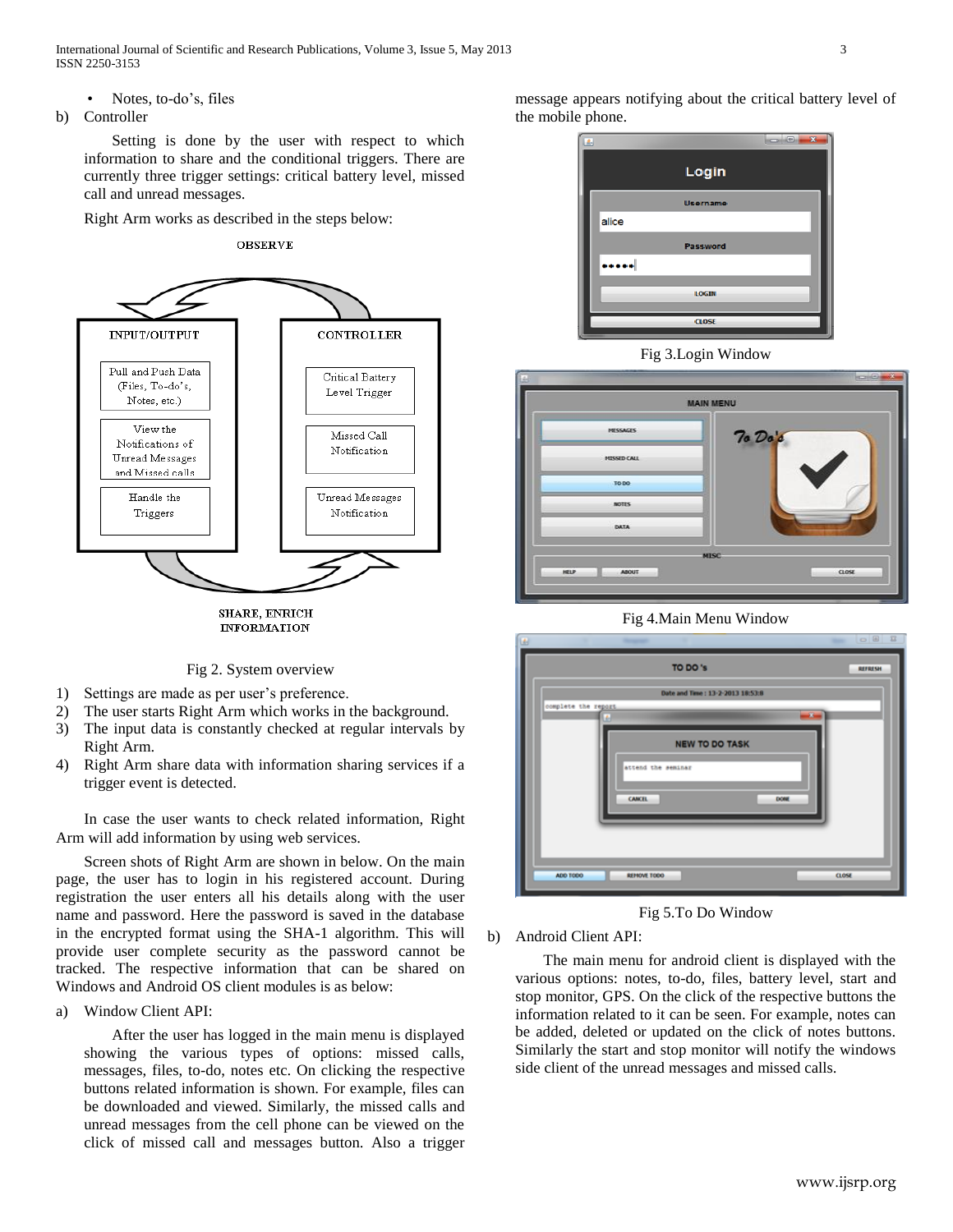- Notes, to-do's, files

b) Controller

Setting is done by the user with respect to which information to share and the conditional triggers. There are currently three trigger settings: critical battery level, missed call and unread messages.

Right Arm works as described in the steps below:

Fig 2. System overview

1) Settings are made as per user's preference.
2) The user starts Right Arm which works in the background.
3) The input data is constantly checked at regular intervals by Right Arm.
4) Right Arm share data with information sharing services if a trigger event is detected.

In case the user wants to check related information, Right Arm will add information by using web services.

Screen shots of Right Arm are shown in below. On the main page, the user has to login in his registered account. During registration the user enters all his details along with the user name and password. Here the password is saved in the database in the encrypted format using the SHA-1 algorithm. This will provide user complete security as the password cannot be tracked. The respective information that can be shared on Windows and Android OS client modules is as below:

a) Window Client API:

After the user has logged in the main menu is displayed showing the various types of options: missed calls, messages, files, to-do, notes etc. On clicking the respective buttons related information is shown. For example, files can be downloaded and viewed. Similarly, the missed calls and unread messages from the cell phone can be viewed on the click of missed call and messages button. Also a trigger message appears notifying about the critical battery level of the mobile phone.

Fig 3.Login Window

Fig 4.Main Menu Window

Fig 5.To Do Window

b) Android Client API:

The main menu for android client is displayed with the various options: notes, to-do, files, battery level, start and stop monitor, GPS. On the click of the respective buttons the information related to it can be seen. For example, notes can be added, deleted or updated on the click of notes buttons. Similarly the start and stop monitor will notify the windows side client of the unread messages and missed calls.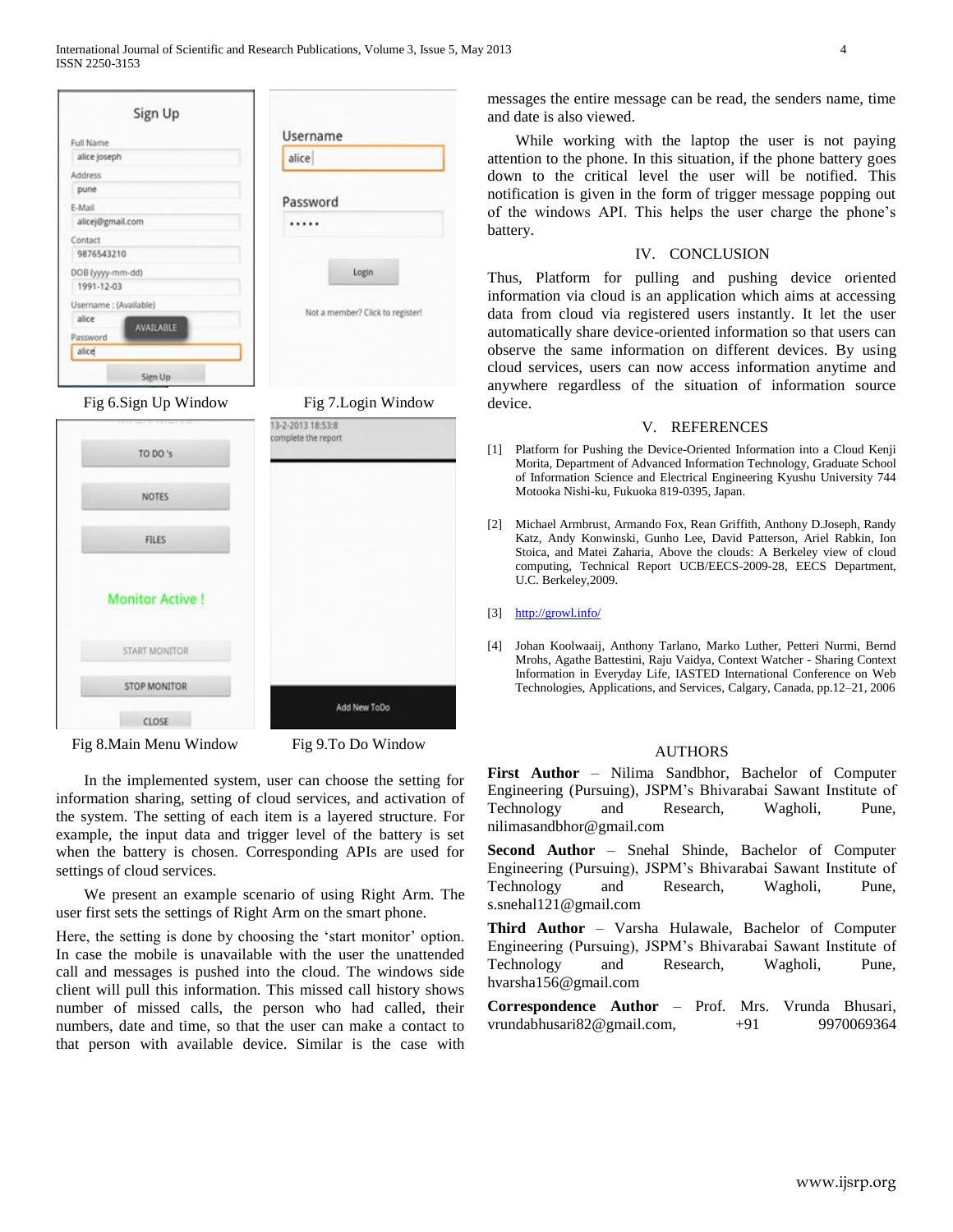Fig 6.Sign Up Window

Fig 7.Login Window

Fig 8.Main Menu Window

Fig 9.To Do Window

In the implemented system, user can choose the setting for information sharing, setting of cloud services, and activation of the system. The setting of each item is a layered structure. For example, the input data and trigger level of the battery is set when the battery is chosen. Corresponding APIs are used for settings of cloud services.

We present an example scenario of using Right Arm. The user first sets the settings of Right Arm on the smart phone.

Here, the setting is done by choosing the 'start monitor' option. In case the mobile is unavailable with the user the unattended call and messages is pushed into the cloud. The windows side client will pull this information. This missed call history shows number of missed calls, the person who had called, their numbers, date and time, so that the user can make a contact to that person with available device. Similar is the case with messages the entire message can be read, the senders name, time and date is also viewed.

While working with the laptop the user is not paying attention to the phone. In this situation, if the phone battery goes down to the critical level the user will be notified. This notification is given in the form of trigger message popping out of the windows API. This helps the user charge the phone's battery.

## IV. CONCLUSION

Thus, Platform for pulling and pushing device oriented information via cloud is an application which aims at accessing data from cloud via registered users instantly. It let the user automatically share device-oriented information so that users can observe the same information on different devices. By using cloud services, users can now access information anytime and anywhere regardless of the situation of information source device.

## V. REFERENCES

[1] Platform for Pushing the Device-Oriented Information into a Cloud Kenji Morita, Department of Advanced Information Technology, Graduate School of Information Science and Electrical Engineering Kyushu University 744 Motooka Nishi-ku, Fukuoka 819-0395, Japan.

[2] Michael Armbrust, Armando Fox, Rean Griffith, Anthony D.Joseph, Randy Katz, Andy Konwinski, Gunho Lee, David Patterson, Ariel Rabkin, Ion Stoica, and Matei Zaharia, Above the clouds: A Berkeley view of cloud computing, Technical Report UCB/EECS-2009-28, EECS Department, U.C. Berkeley,2009.

[3] http://growl.info/

[4] Johan Koolwaaij, Anthony Tarlano, Marko Luther, Petteri Nurmi, Bernd Mrohs, Agathe Battestini, Raju Vaidya, Context Watcher - Sharing Context Information in Everyday Life, IASTED International Conference on Web Technologies, Applications, and Services, Calgary, Canada, pp.12–21, 2006

## AUTHORS

**First Author** – Nilima Sandbhor, Bachelor of Computer Engineering (Pursuing), JSPM's Bhivarabai Sawant Institute of Technology and Research, Wagholi, Pune, nilimasandbhor@gmail.com

**Second Author** – Snehal Shinde, Bachelor of Computer Engineering (Pursuing), JSPM's Bhivarabai Sawant Institute of Technology and Research, Wagholi, Pune, s.snehal121@gmail.com

**Third Author** – Varsha Hulawale, Bachelor of Computer Engineering (Pursuing), JSPM's Bhivarabai Sawant Institute of Technology and Research, Wagholi, Pune, hvarsha156@gmail.com

**Correspondence Author** – Prof. Mrs. Vrunda Bhusari, vrundabhusari82@gmail.com, +91 9970069364